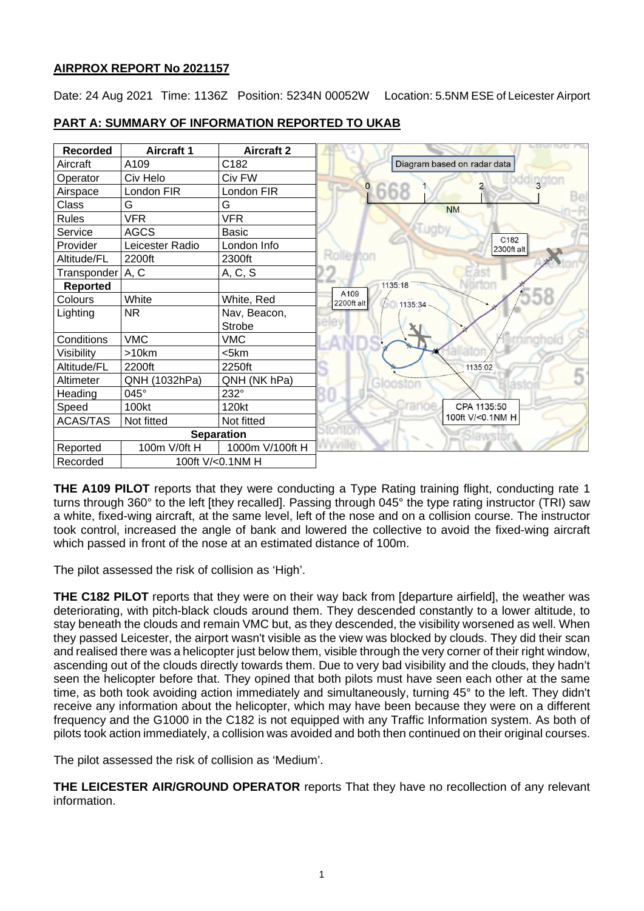# AIRPROX REPORT No 2021157

Date: 24 Aug 2021 Time: 1136Z Position: 5234N 00052W Location: 5.5NM ESE of Leicester Airport

## PART A: SUMMARY OF INFORMATION REPORTED TO UKAB

| Recorded | Aircraft 1 | Aircraft 2 |
|---|---|---|
| Aircraft | A109 | C182 |
| Operator | Civ Helo | Civ FW |
| Airspace | London FIR | London FIR |
| Class | G | G |
| Rules | VFR | VFR |
| Service | AGCS | Basic |
| Provider | Leicester Radio | London Info |
| Altitude/FL | 2200ft | 2300ft |
| Transponder | A, C | A, C, S |
| **Reported** | | |
| Colours | White | White, Red |
| Lighting | NR | Nav, Beacon, Strobe |
| Conditions | VMC | VMC |
| Visibility | >10km | <5km |
| Altitude/FL | 2200ft | 2250ft |
| Altimeter | QNH (1032hPa) | QNH (NK hPa) |
| Heading | 045° | 232° |
| Speed | 100kt | 120kt |
| ACAS/TAS | Not fitted | Not fitted |
| **Separation** | | |
| Reported | 100m V/0ft H | 1000m V/100ft H |
| Recorded | 100ft V/<0.1NM H | |

Diagram based on radar data

**THE A109 PILOT** reports that they were conducting a Type Rating training flight, conducting rate 1 turns through 360° to the left [they recalled]. Passing through 045° the type rating instructor (TRI) saw a white, fixed-wing aircraft, at the same level, left of the nose and on a collision course. The instructor took control, increased the angle of bank and lowered the collective to avoid the fixed-wing aircraft which passed in front of the nose at an estimated distance of 100m.

The pilot assessed the risk of collision as 'High'.

**THE C182 PILOT** reports that they were on their way back from [departure airfield], the weather was deteriorating, with pitch-black clouds around them. They descended constantly to a lower altitude, to stay beneath the clouds and remain VMC but, as they descended, the visibility worsened as well. When they passed Leicester, the airport wasn't visible as the view was blocked by clouds. They did their scan and realised there was a helicopter just below them, visible through the very corner of their right window, ascending out of the clouds directly towards them. Due to very bad visibility and the clouds, they hadn't seen the helicopter before that. They opined that both pilots must have seen each other at the same time, as both took avoiding action immediately and simultaneously, turning 45° to the left. They didn't receive any information about the helicopter, which may have been because they were on a different frequency and the G1000 in the C182 is not equipped with any Traffic Information system. As both of pilots took action immediately, a collision was avoided and both then continued on their original courses.

The pilot assessed the risk of collision as 'Medium'.

**THE LEICESTER AIR/GROUND OPERATOR** reports That they have no recollection of any relevant information.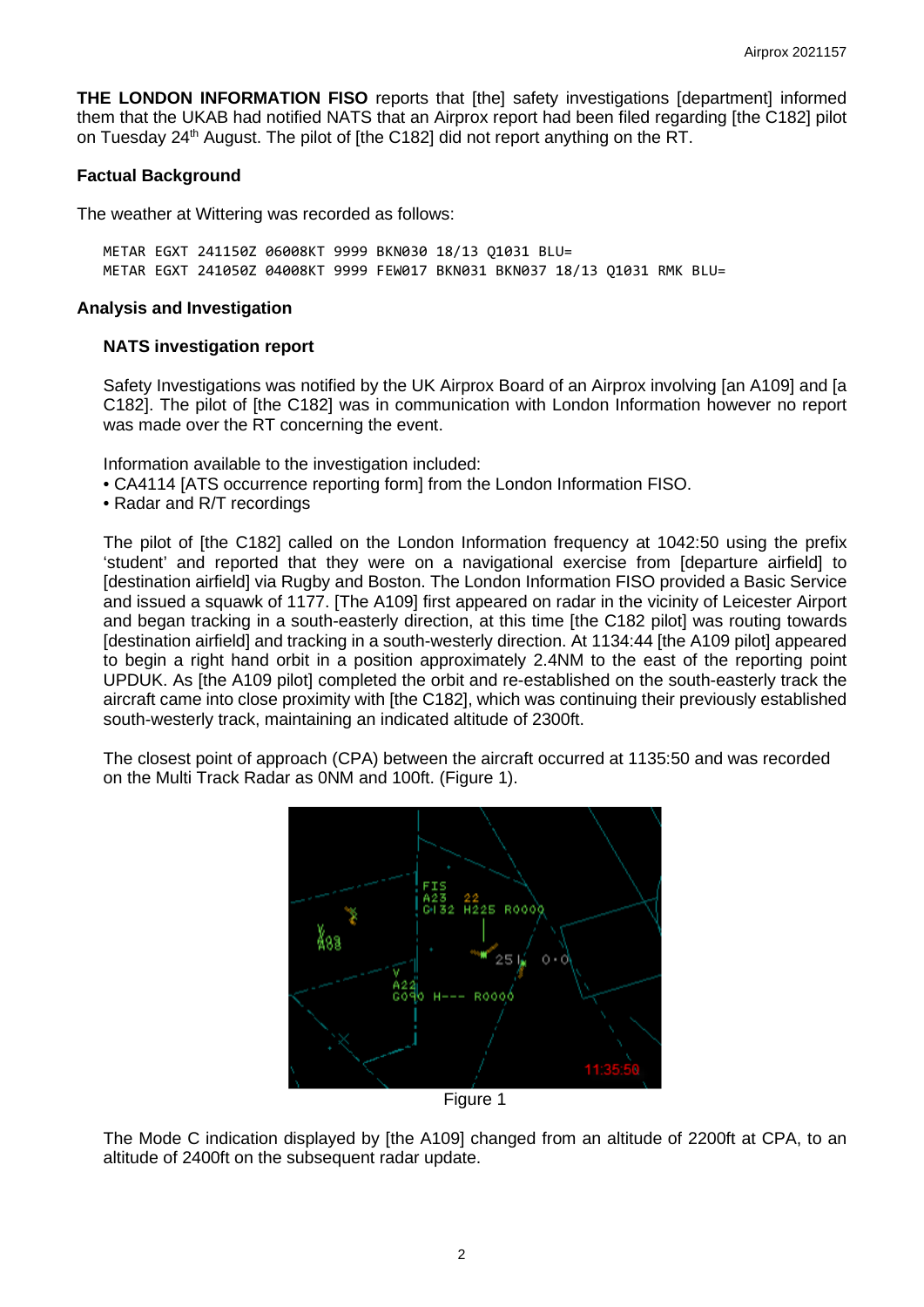**THE LONDON INFORMATION FISO** reports that [the] safety investigations [department] informed them that the UKAB had notified NATS that an Airprox report had been filed regarding [the C182] pilot on Tuesday 24th August. The pilot of [the C182] did not report anything on the RT.

### Factual Background

The weather at Wittering was recorded as follows:

```
METAR EGXT 241150Z 06008KT 9999 BKN030 18/13 Q1031 BLU=
METAR EGXT 241050Z 04008KT 9999 FEW017 BKN031 BKN037 18/13 Q1031 RMK BLU=
```

### Analysis and Investigation

#### NATS investigation report

Safety Investigations was notified by the UK Airprox Board of an Airprox involving [an A109] and [a C182]. The pilot of [the C182] was in communication with London Information however no report was made over the RT concerning the event.

Information available to the investigation included:

- CA4114 [ATS occurrence reporting form] from the London Information FISO.
- Radar and R/T recordings

The pilot of [the C182] called on the London Information frequency at 1042:50 using the prefix 'student' and reported that they were on a navigational exercise from [departure airfield] to [destination airfield] via Rugby and Boston. The London Information FISO provided a Basic Service and issued a squawk of 1177. [The A109] first appeared on radar in the vicinity of Leicester Airport and began tracking in a south-easterly direction, at this time [the C182 pilot] was routing towards [destination airfield] and tracking in a south-westerly direction. At 1134:44 [the A109 pilot] appeared to begin a right hand orbit in a position approximately 2.4NM to the east of the reporting point UPDUK. As [the A109 pilot] completed the orbit and re-established on the south-easterly track the aircraft came into close proximity with [the C182], which was continuing their previously established south-westerly track, maintaining an indicated altitude of 2300ft.

The closest point of approach (CPA) between the aircraft occurred at 1135:50 and was recorded on the Multi Track Radar as 0NM and 100ft. (Figure 1).

Figure 1

The Mode C indication displayed by [the A109] changed from an altitude of 2200ft at CPA, to an altitude of 2400ft on the subsequent radar update.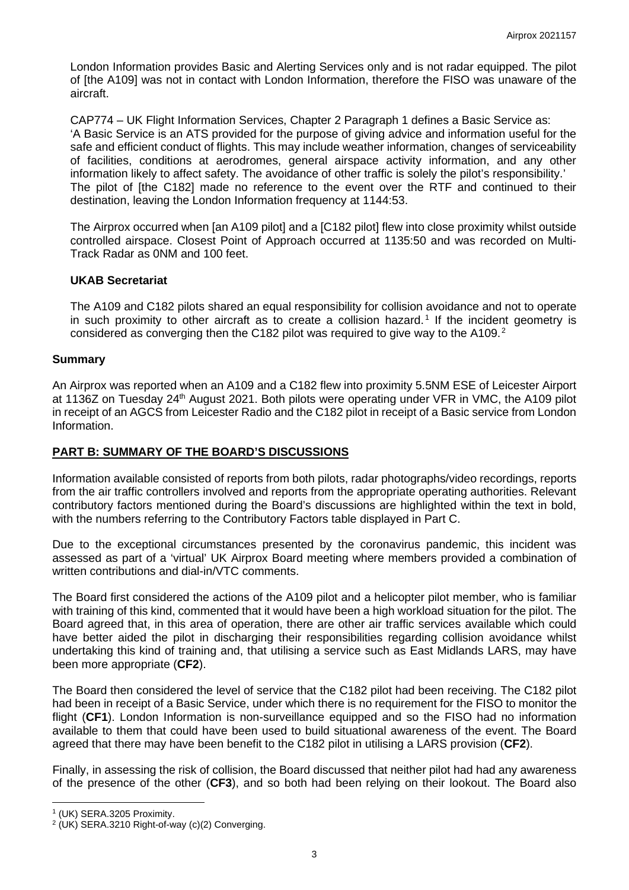London Information provides Basic and Alerting Services only and is not radar equipped. The pilot of [the A109] was not in contact with London Information, therefore the FISO was unaware of the aircraft.

CAP774 – UK Flight Information Services, Chapter 2 Paragraph 1 defines a Basic Service as:
'A Basic Service is an ATS provided for the purpose of giving advice and information useful for the safe and efficient conduct of flights. This may include weather information, changes of serviceability of facilities, conditions at aerodromes, general airspace activity information, and any other information likely to affect safety. The avoidance of other traffic is solely the pilot's responsibility.'
The pilot of [the C182] made no reference to the event over the RTF and continued to their destination, leaving the London Information frequency at 1144:53.

The Airprox occurred when [an A109 pilot] and a [C182 pilot] flew into close proximity whilst outside controlled airspace. Closest Point of Approach occurred at 1135:50 and was recorded on Multi-Track Radar as 0NM and 100 feet.

### UKAB Secretariat

The A109 and C182 pilots shared an equal responsibility for collision avoidance and not to operate in such proximity to other aircraft as to create a collision hazard.[1] If the incident geometry is considered as converging then the C182 pilot was required to give way to the A109.[2]

## Summary

An Airprox was reported when an A109 and a C182 flew into proximity 5.5NM ESE of Leicester Airport at 1136Z on Tuesday 24th August 2021. Both pilots were operating under VFR in VMC, the A109 pilot in receipt of an AGCS from Leicester Radio and the C182 pilot in receipt of a Basic service from London Information.

## PART B: SUMMARY OF THE BOARD'S DISCUSSIONS

Information available consisted of reports from both pilots, radar photographs/video recordings, reports from the air traffic controllers involved and reports from the appropriate operating authorities. Relevant contributory factors mentioned during the Board's discussions are highlighted within the text in bold, with the numbers referring to the Contributory Factors table displayed in Part C.

Due to the exceptional circumstances presented by the coronavirus pandemic, this incident was assessed as part of a 'virtual' UK Airprox Board meeting where members provided a combination of written contributions and dial-in/VTC comments.

The Board first considered the actions of the A109 pilot and a helicopter pilot member, who is familiar with training of this kind, commented that it would have been a high workload situation for the pilot. The Board agreed that, in this area of operation, there are other air traffic services available which could have better aided the pilot in discharging their responsibilities regarding collision avoidance whilst undertaking this kind of training and, that utilising a service such as East Midlands LARS, may have been more appropriate (**CF2**).

The Board then considered the level of service that the C182 pilot had been receiving. The C182 pilot had been in receipt of a Basic Service, under which there is no requirement for the FISO to monitor the flight (**CF1**). London Information is non-surveillance equipped and so the FISO had no information available to them that could have been used to build situational awareness of the event. The Board agreed that there may have been benefit to the C182 pilot in utilising a LARS provision (**CF2**).

Finally, in assessing the risk of collision, the Board discussed that neither pilot had had any awareness of the presence of the other (**CF3**), and so both had been relying on their lookout. The Board also

[1] (UK) SERA.3205 Proximity.
[2] (UK) SERA.3210 Right-of-way (c)(2) Converging.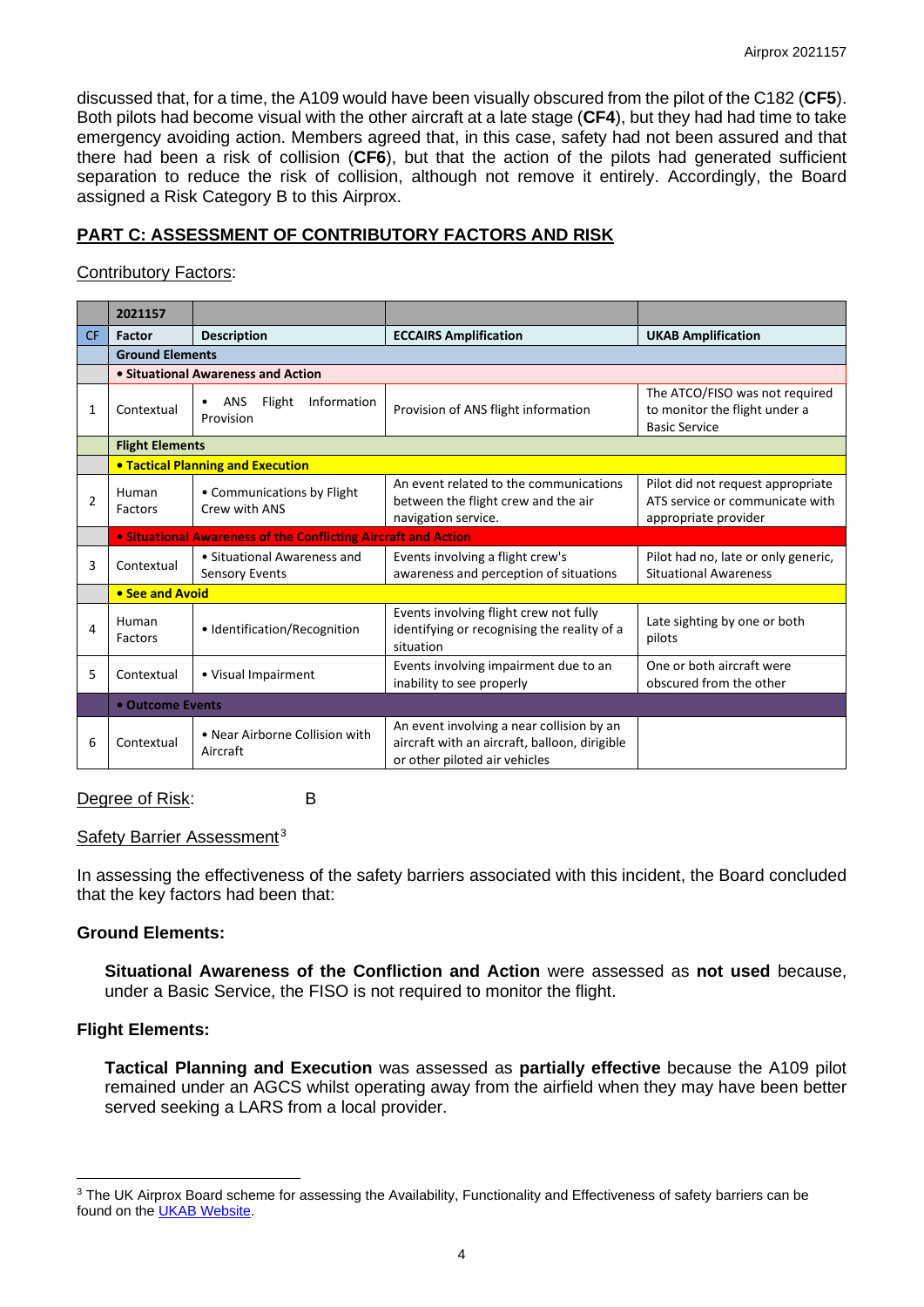discussed that, for a time, the A109 would have been visually obscured from the pilot of the C182 (**CF5**). Both pilots had become visual with the other aircraft at a late stage (**CF4**), but they had had time to take emergency avoiding action. Members agreed that, in this case, safety had not been assured and that there had been a risk of collision (**CF6**), but that the action of the pilots had generated sufficient separation to reduce the risk of collision, although not remove it entirely. Accordingly, the Board assigned a Risk Category B to this Airprox.

## PART C: ASSESSMENT OF CONTRIBUTORY FACTORS AND RISK

Contributory Factors:

| | 2021157 | | | |
|---|---|---|---|---|
| CF | Factor | Description | ECCAIRS Amplification | UKAB Amplification |
| | **Ground Elements** | | | |
| | **• Situational Awareness and Action** | | | |
| 1 | Contextual | • ANS Flight Information Provision | Provision of ANS flight information | The ATCO/FISO was not required to monitor the flight under a Basic Service |
| | **Flight Elements** | | | |
| | **• Tactical Planning and Execution** | | | |
| 2 | Human Factors | • Communications by Flight Crew with ANS | An event related to the communications between the flight crew and the air navigation service. | Pilot did not request appropriate ATS service or communicate with appropriate provider |
| | **• Situational Awareness of the Conflicting Aircraft and Action** | | | |
| 3 | Contextual | • Situational Awareness and Sensory Events | Events involving a flight crew's awareness and perception of situations | Pilot had no, late or only generic, Situational Awareness |
| | **• See and Avoid** | | | |
| 4 | Human Factors | • Identification/Recognition | Events involving flight crew not fully identifying or recognising the reality of a situation | Late sighting by one or both pilots |
| 5 | Contextual | • Visual Impairment | Events involving impairment due to an inability to see properly | One or both aircraft were obscured from the other |
| | **• Outcome Events** | | | |
| 6 | Contextual | • Near Airborne Collision with Aircraft | An event involving a near collision by an aircraft with an aircraft, balloon, dirigible or other piloted air vehicles | |

Degree of Risk: B

Safety Barrier Assessment[3]

In assessing the effectiveness of the safety barriers associated with this incident, the Board concluded that the key factors had been that:

### Ground Elements:

**Situational Awareness of the Confliction and Action** were assessed as **not used** because, under a Basic Service, the FISO is not required to monitor the flight.

### Flight Elements:

**Tactical Planning and Execution** was assessed as **partially effective** because the A109 pilot remained under an AGCS whilst operating away from the airfield when they may have been better served seeking a LARS from a local provider.

---

[3] The UK Airprox Board scheme for assessing the Availability, Functionality and Effectiveness of safety barriers can be found on the UKAB Website.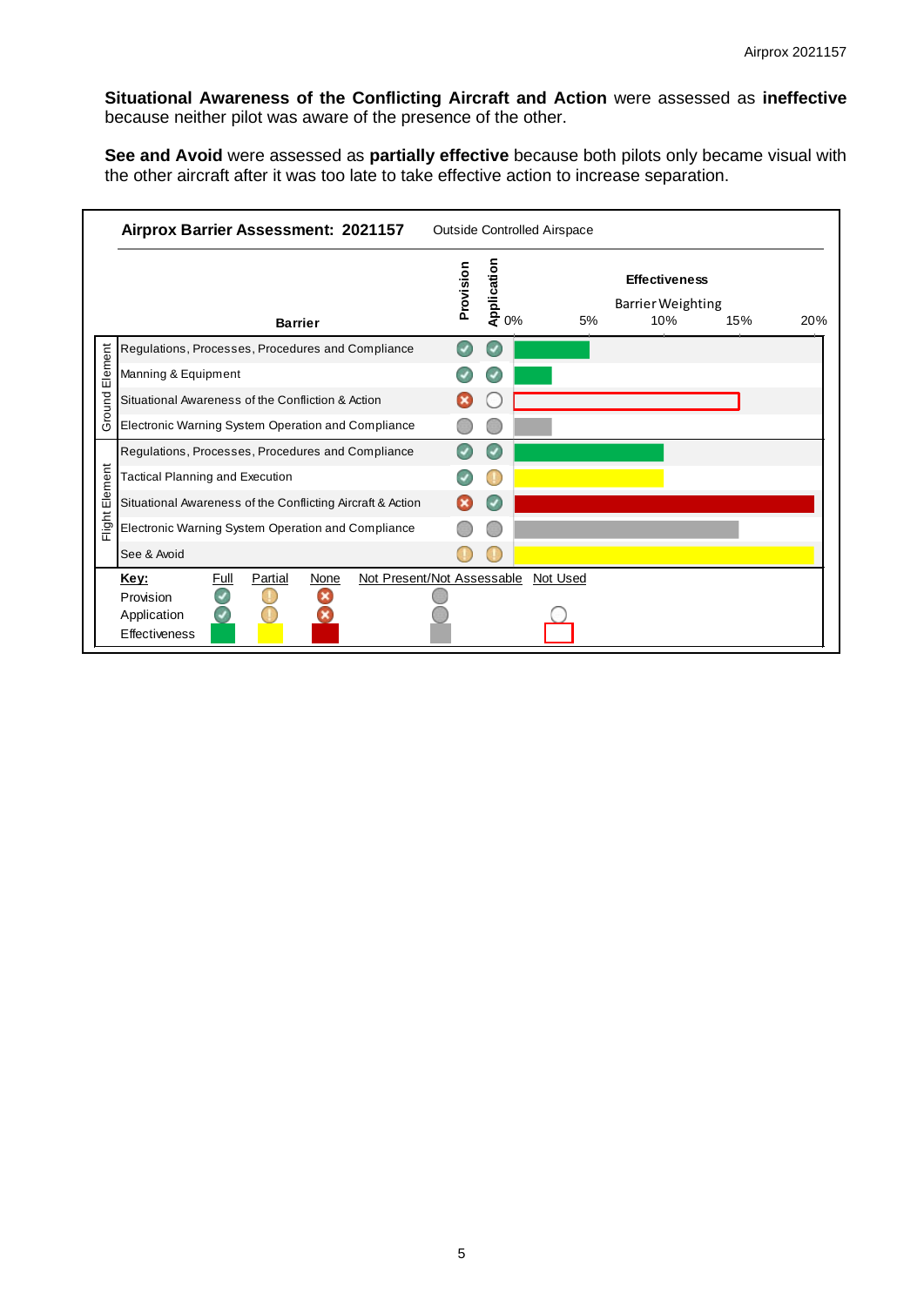**Situational Awareness of the Conflicting Aircraft and Action** were assessed as **ineffective** because neither pilot was aware of the presence of the other.

**See and Avoid** were assessed as **partially effective** because both pilots only became visual with the other aircraft after it was too late to take effective action to increase separation.

**Airprox Barrier Assessment: 2021157**

Outside Controlled Airspace

Barrier

Provision

Application

Effectiveness

Barrier Weighting

0%
5%
10%
15%
20%

Ground Element

Regulations, Processes, Procedures and Compliance

Manning & Equipment

Situational Awareness of the Confliction & Action

Electronic Warning System Operation and Compliance

Flight Element

Regulations, Processes, Procedures and Compliance

Tactical Planning and Execution

Situational Awareness of the Conflicting Aircraft & Action

Electronic Warning System Operation and Compliance

See & Avoid

Key:
Full
Partial
None
Not Present/Not Assessable
Not Used

Provision

Application

Effectiveness